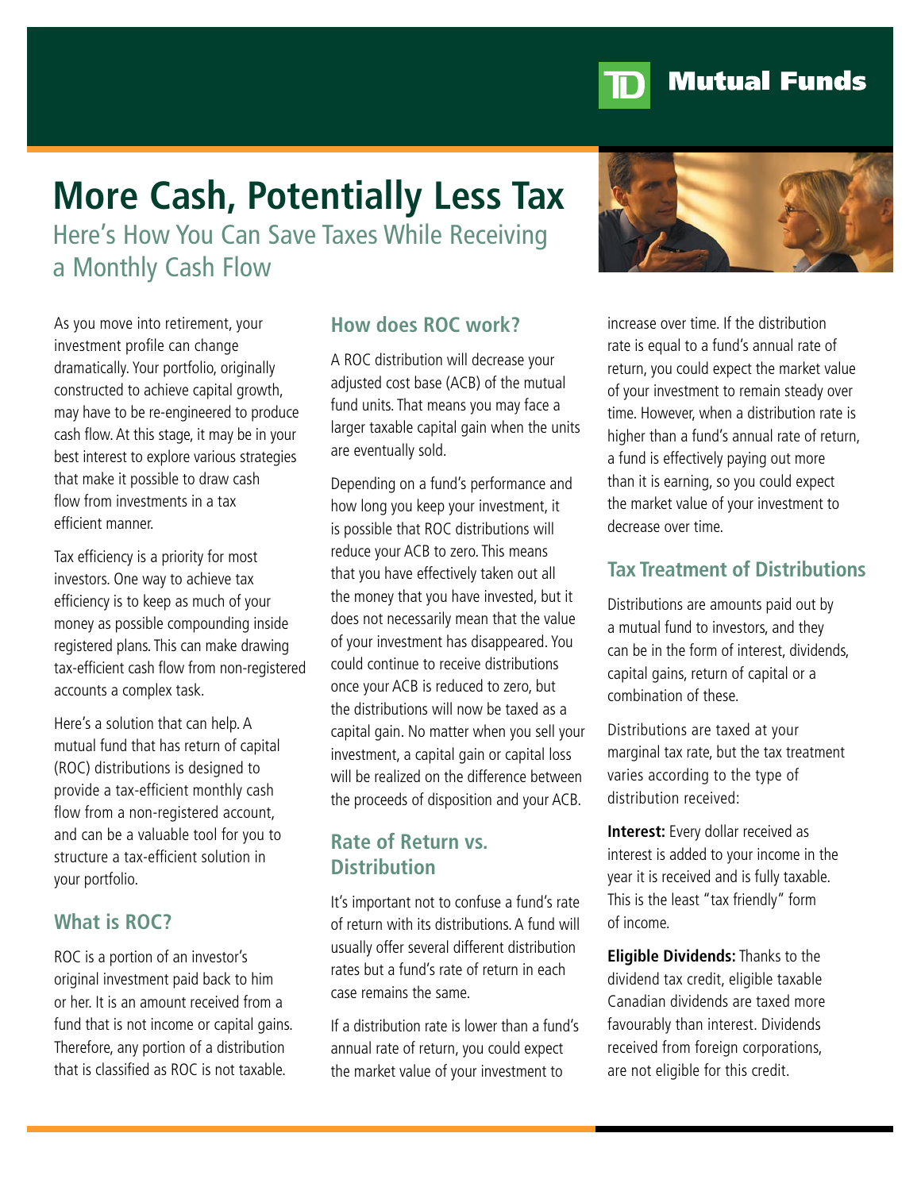TD Mutual Funds

# More Cash, Potentially Less Tax

## Here's How You Can Save Taxes While Receiving a Monthly Cash Flow

As you move into retirement, your investment profile can change dramatically. Your portfolio, originally constructed to achieve capital growth, may have to be re-engineered to produce cash flow. At this stage, it may be in your best interest to explore various strategies that make it possible to draw cash flow from investments in a tax efficient manner.

Tax efficiency is a priority for most investors. One way to achieve tax efficiency is to keep as much of your money as possible compounding inside registered plans. This can make drawing tax-efficient cash flow from non-registered accounts a complex task.

Here's a solution that can help. A mutual fund that has return of capital (ROC) distributions is designed to provide a tax-efficient monthly cash flow from a non-registered account, and can be a valuable tool for you to structure a tax-efficient solution in your portfolio.

### What is ROC?

ROC is a portion of an investor's original investment paid back to him or her. It is an amount received from a fund that is not income or capital gains. Therefore, any portion of a distribution that is classified as ROC is not taxable.

### How does ROC work?

A ROC distribution will decrease your adjusted cost base (ACB) of the mutual fund units. That means you may face a larger taxable capital gain when the units are eventually sold.

Depending on a fund's performance and how long you keep your investment, it is possible that ROC distributions will reduce your ACB to zero. This means that you have effectively taken out all the money that you have invested, but it does not necessarily mean that the value of your investment has disappeared. You could continue to receive distributions once your ACB is reduced to zero, but the distributions will now be taxed as a capital gain. No matter when you sell your investment, a capital gain or capital loss will be realized on the difference between the proceeds of disposition and your ACB.

### Rate of Return vs. Distribution

It's important not to confuse a fund's rate of return with its distributions. A fund will usually offer several different distribution rates but a fund's rate of return in each case remains the same.

If a distribution rate is lower than a fund's annual rate of return, you could expect the market value of your investment to increase over time. If the distribution rate is equal to a fund's annual rate of return, you could expect the market value of your investment to remain steady over time. However, when a distribution rate is higher than a fund's annual rate of return, a fund is effectively paying out more than it is earning, so you could expect the market value of your investment to decrease over time.

### Tax Treatment of Distributions

Distributions are amounts paid out by a mutual fund to investors, and they can be in the form of interest, dividends, capital gains, return of capital or a combination of these.

Distributions are taxed at your marginal tax rate, but the tax treatment varies according to the type of distribution received:

**Interest:** Every dollar received as interest is added to your income in the year it is received and is fully taxable. This is the least "tax friendly" form of income.

**Eligible Dividends:** Thanks to the dividend tax credit, eligible taxable Canadian dividends are taxed more favourably than interest. Dividends received from foreign corporations, are not eligible for this credit.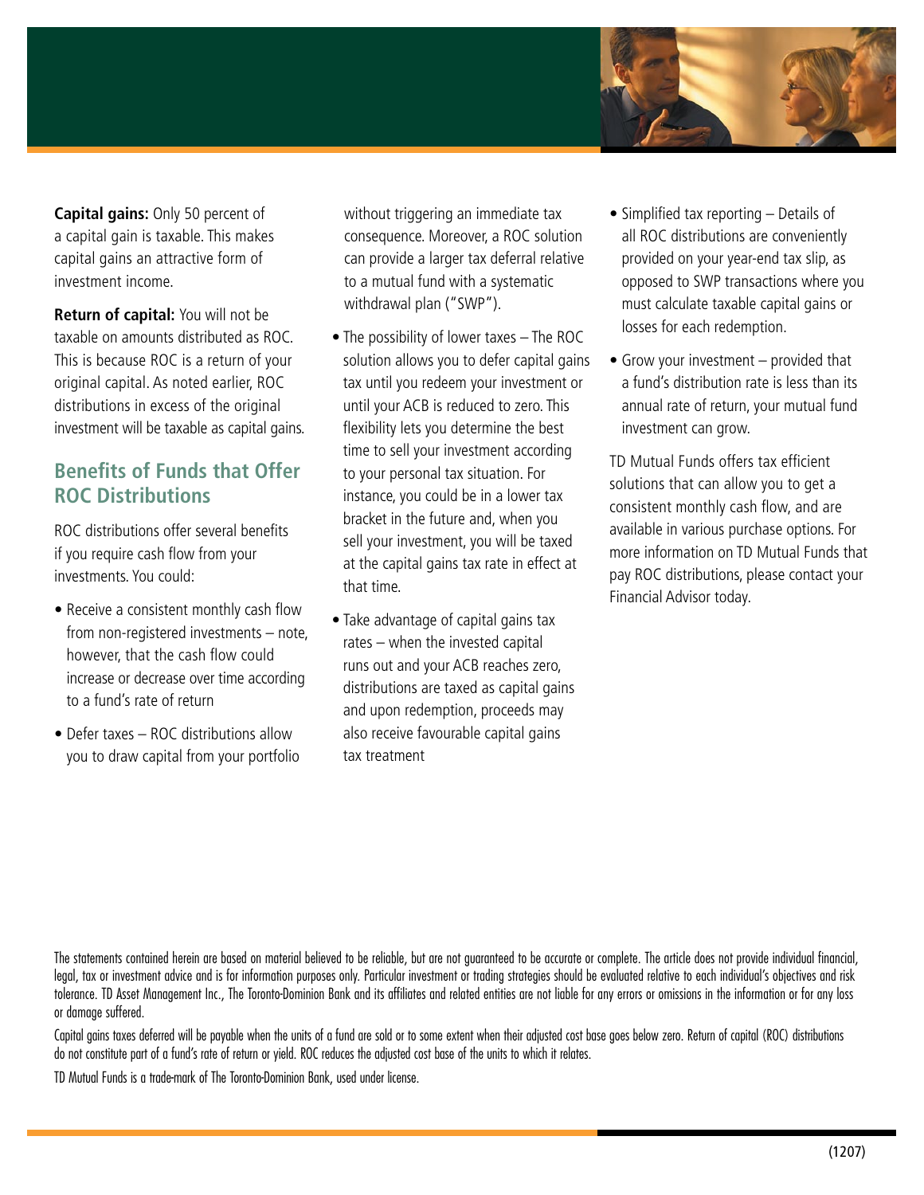**Capital gains:** Only 50 percent of a capital gain is taxable. This makes capital gains an attractive form of investment income.

**Return of capital:** You will not be taxable on amounts distributed as ROC. This is because ROC is a return of your original capital. As noted earlier, ROC distributions in excess of the original investment will be taxable as capital gains.

## Benefits of Funds that Offer ROC Distributions

ROC distributions offer several benefits if you require cash flow from your investments. You could:

- Receive a consistent monthly cash flow from non-registered investments – note, however, that the cash flow could increase or decrease over time according to a fund's rate of return
- Defer taxes – ROC distributions allow you to draw capital from your portfolio without triggering an immediate tax consequence. Moreover, a ROC solution can provide a larger tax deferral relative to a mutual fund with a systematic withdrawal plan ("SWP").
- The possibility of lower taxes – The ROC solution allows you to defer capital gains tax until you redeem your investment or until your ACB is reduced to zero. This flexibility lets you determine the best time to sell your investment according to your personal tax situation. For instance, you could be in a lower tax bracket in the future and, when you sell your investment, you will be taxed at the capital gains tax rate in effect at that time.
- Take advantage of capital gains tax rates – when the invested capital runs out and your ACB reaches zero, distributions are taxed as capital gains and upon redemption, proceeds may also receive favourable capital gains tax treatment
- Simplified tax reporting – Details of all ROC distributions are conveniently provided on your year-end tax slip, as opposed to SWP transactions where you must calculate taxable capital gains or losses for each redemption.
- Grow your investment – provided that a fund's distribution rate is less than its annual rate of return, your mutual fund investment can grow.

TD Mutual Funds offers tax efficient solutions that can allow you to get a consistent monthly cash flow, and are available in various purchase options. For more information on TD Mutual Funds that pay ROC distributions, please contact your Financial Advisor today.

The statements contained herein are based on material believed to be reliable, but are not guaranteed to be accurate or complete. The article does not provide individual financial, legal, tax or investment advice and is for information purposes only. Particular investment or trading strategies should be evaluated relative to each individual's objectives and risk tolerance. TD Asset Management Inc., The Toronto-Dominion Bank and its affiliates and related entities are not liable for any errors or omissions in the information or for any loss or damage suffered.

Capital gains taxes deferred will be payable when the units of a fund are sold or to some extent when their adjusted cost base goes below zero. Return of capital (ROC) distributions do not constitute part of a fund's rate of return or yield. ROC reduces the adjusted cost base of the units to which it relates.

TD Mutual Funds is a trade-mark of The Toronto-Dominion Bank, used under license.

(1207)